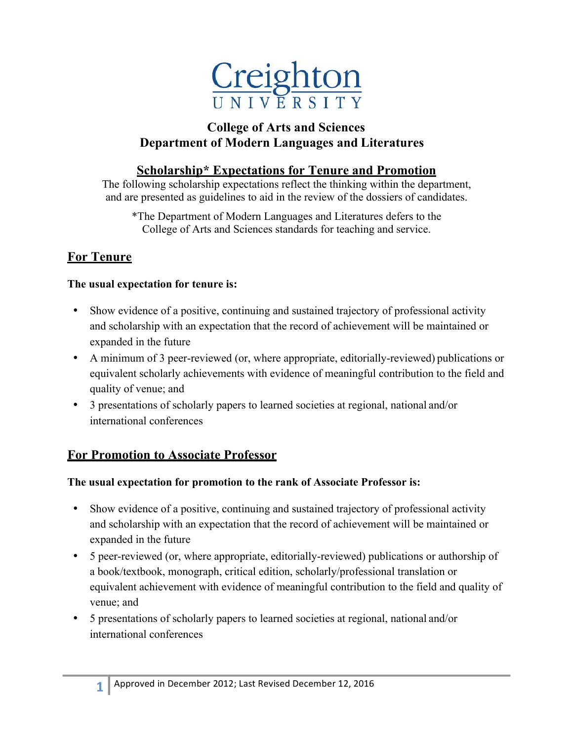Creighton
UNIVERSITY

## College of Arts and Sciences
## Department of Modern Languages and Literatures

### Scholarship* Expectations for Tenure and Promotion

The following scholarship expectations reflect the thinking within the department, and are presented as guidelines to aid in the review of the dossiers of candidates.

*The Department of Modern Languages and Literatures defers to the College of Arts and Sciences standards for teaching and service.

## For Tenure

**The usual expectation for tenure is:**

- Show evidence of a positive, continuing and sustained trajectory of professional activity and scholarship with an expectation that the record of achievement will be maintained or expanded in the future
- A minimum of 3 peer-reviewed (or, where appropriate, editorially-reviewed) publications or equivalent scholarly achievements with evidence of meaningful contribution to the field and quality of venue; and
- 3 presentations of scholarly papers to learned societies at regional, national and/or international conferences

## For Promotion to Associate Professor

**The usual expectation for promotion to the rank of Associate Professor is:**

- Show evidence of a positive, continuing and sustained trajectory of professional activity and scholarship with an expectation that the record of achievement will be maintained or expanded in the future
- 5 peer-reviewed (or, where appropriate, editorially-reviewed) publications or authorship of a book/textbook, monograph, critical edition, scholarly/professional translation or equivalent achievement with evidence of meaningful contribution to the field and quality of venue; and
- 5 presentations of scholarly papers to learned societies at regional, national and/or international conferences

Approved in December 2012; Last Revised December 12, 2016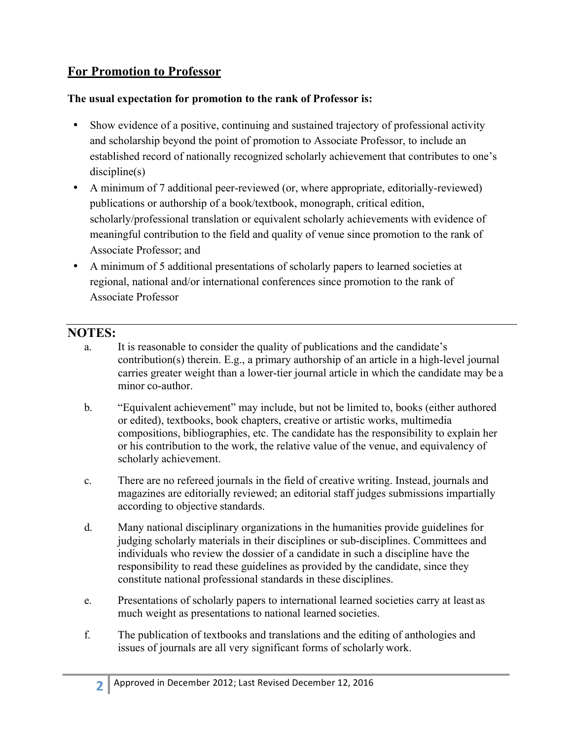## For Promotion to Professor

**The usual expectation for promotion to the rank of Professor is:**

- Show evidence of a positive, continuing and sustained trajectory of professional activity and scholarship beyond the point of promotion to Associate Professor, to include an established record of nationally recognized scholarly achievement that contributes to one's discipline(s)
- A minimum of 7 additional peer-reviewed (or, where appropriate, editorially-reviewed) publications or authorship of a book/textbook, monograph, critical edition, scholarly/professional translation or equivalent scholarly achievements with evidence of meaningful contribution to the field and quality of venue since promotion to the rank of Associate Professor; and
- A minimum of 5 additional presentations of scholarly papers to learned societies at regional, national and/or international conferences since promotion to the rank of Associate Professor

---

## NOTES:

a. It is reasonable to consider the quality of publications and the candidate's contribution(s) therein. E.g., a primary authorship of an article in a high-level journal carries greater weight than a lower-tier journal article in which the candidate may be a minor co-author.

b. "Equivalent achievement" may include, but not be limited to, books (either authored or edited), textbooks, book chapters, creative or artistic works, multimedia compositions, bibliographies, etc. The candidate has the responsibility to explain her or his contribution to the work, the relative value of the venue, and equivalency of scholarly achievement.

c. There are no refereed journals in the field of creative writing. Instead, journals and magazines are editorially reviewed; an editorial staff judges submissions impartially according to objective standards.

d. Many national disciplinary organizations in the humanities provide guidelines for judging scholarly materials in their disciplines or sub-disciplines. Committees and individuals who review the dossier of a candidate in such a discipline have the responsibility to read these guidelines as provided by the candidate, since they constitute national professional standards in these disciplines.

e. Presentations of scholarly papers to international learned societies carry at least as much weight as presentations to national learned societies.

f. The publication of textbooks and translations and the editing of anthologies and issues of journals are all very significant forms of scholarly work.